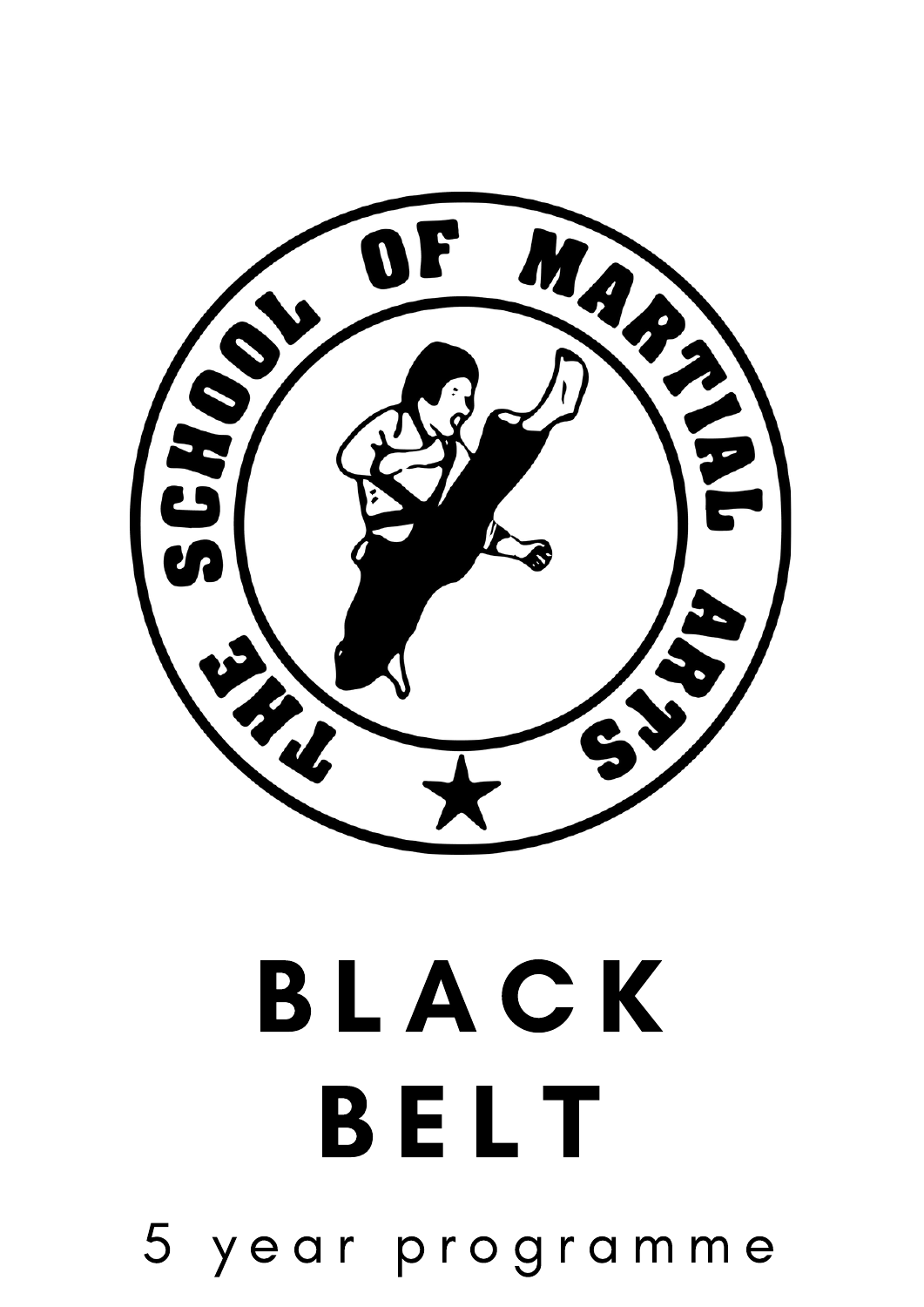# BLACK BELT

5 year programme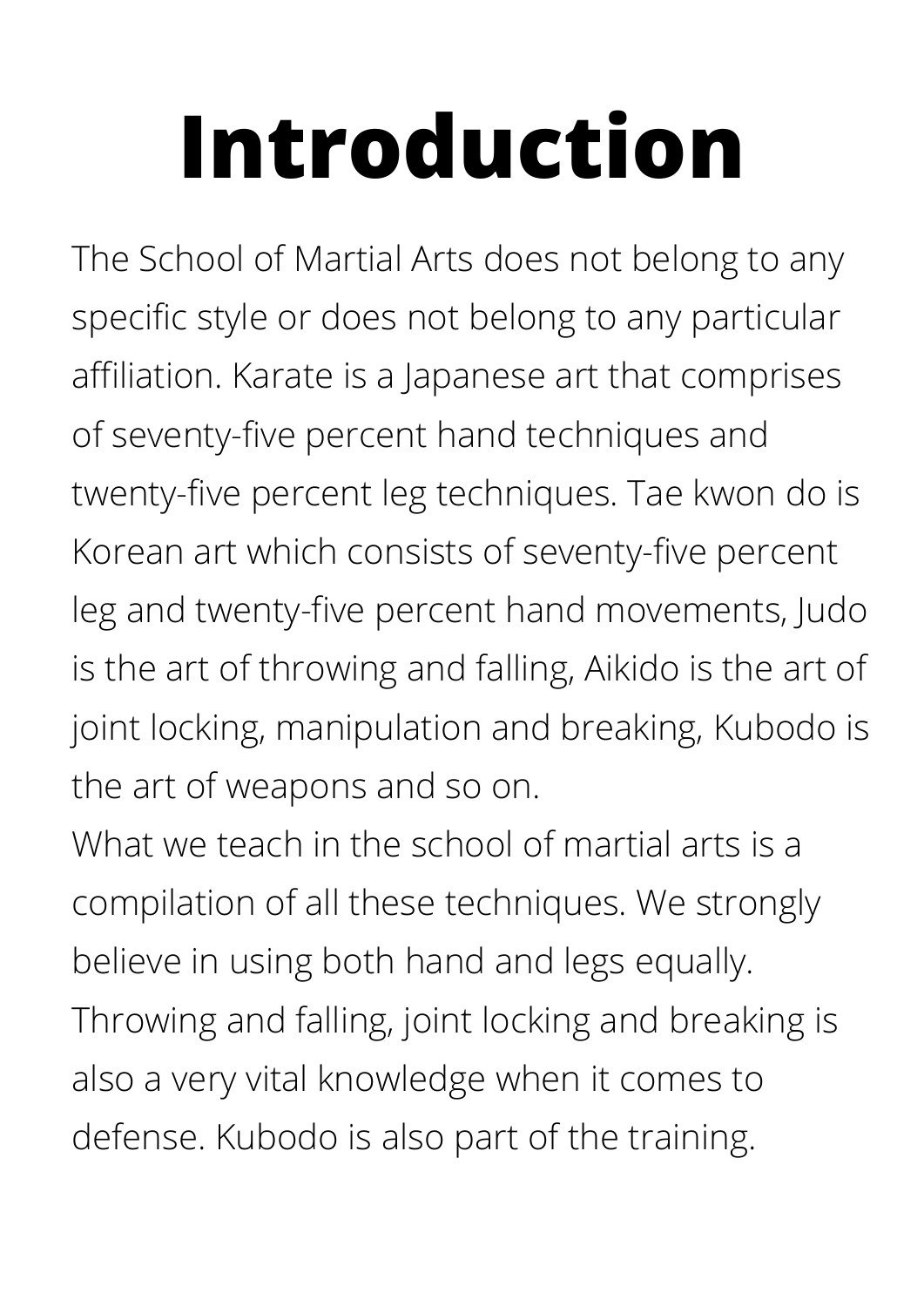# Introduction

The School of Martial Arts does not belong to any specific style or does not belong to any particular affiliation. Karate is a Japanese art that comprises of seventy-five percent hand techniques and twenty-five percent leg techniques. Tae kwon do is Korean art which consists of seventy-five percent leg and twenty-five percent hand movements, Judo is the art of throwing and falling, Aikido is the art of joint locking, manipulation and breaking, Kubodo is the art of weapons and so on.

What we teach in the school of martial arts is a compilation of all these techniques. We strongly believe in using both hand and legs equally. Throwing and falling, joint locking and breaking is also a very vital knowledge when it comes to defense. Kubodo is also part of the training.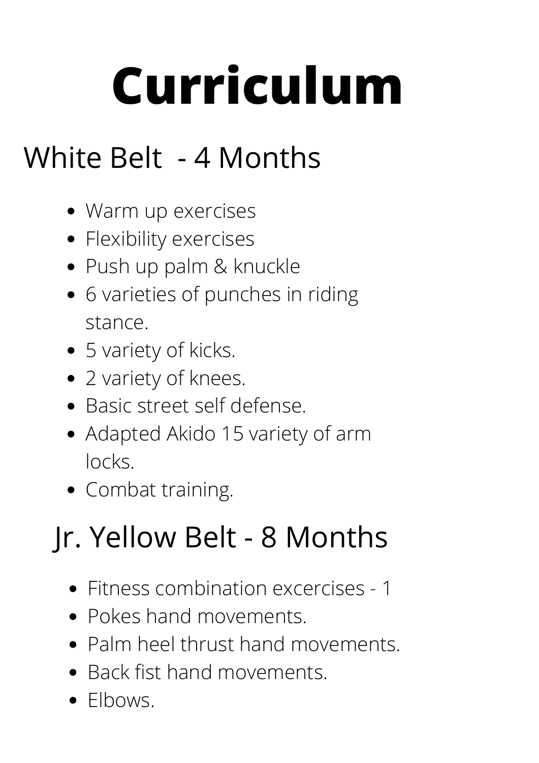# Curriculum

## White Belt - 4 Months

- Warm up exercises
- Flexibility exercises
- Push up palm & knuckle
- 6 varieties of punches in riding stance.
- 5 variety of kicks.
- 2 variety of knees.
- Basic street self defense.
- Adapted Akido 15 variety of arm locks.
- Combat training.

## Jr. Yellow Belt - 8 Months

- Fitness combination excercises - 1
- Pokes hand movements.
- Palm heel thrust hand movements.
- Back fist hand movements.
- Elbows.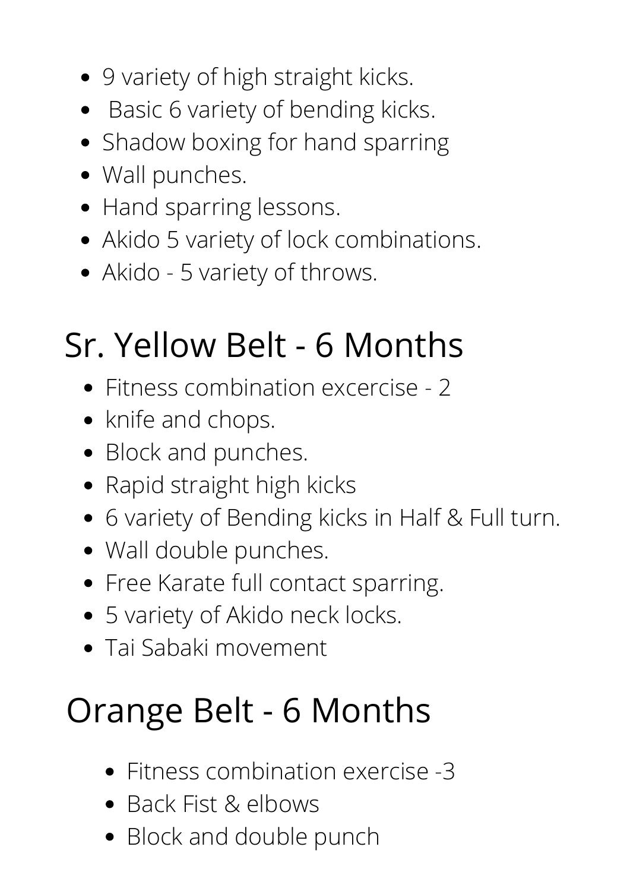- 9 variety of high straight kicks.
- Basic 6 variety of bending kicks.
- Shadow boxing for hand sparring
- Wall punches.
- Hand sparring lessons.
- Akido 5 variety of lock combinations.
- Akido - 5 variety of throws.

## Sr. Yellow Belt - 6 Months

- Fitness combination excercise - 2
- knife and chops.
- Block and punches.
- Rapid straight high kicks
- 6 variety of Bending kicks in Half & Full turn.
- Wall double punches.
- Free Karate full contact sparring.
- 5 variety of Akido neck locks.
- Tai Sabaki movement

## Orange Belt - 6 Months

- Fitness combination exercise -3
- Back Fist & elbows
- Block and double punch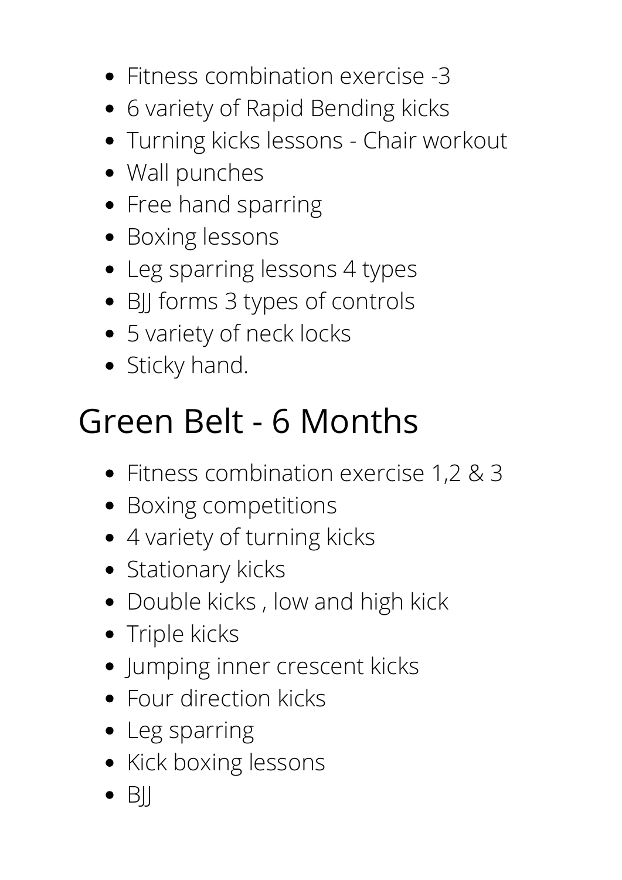- Fitness combination exercise -3
- 6 variety of Rapid Bending kicks
- Turning kicks lessons - Chair workout
- Wall punches
- Free hand sparring
- Boxing lessons
- Leg sparring lessons 4 types
- BJJ forms 3 types of controls
- 5 variety of neck locks
- Sticky hand.

# Green Belt - 6 Months

- Fitness combination exercise 1,2 & 3
- Boxing competitions
- 4 variety of turning kicks
- Stationary kicks
- Double kicks , low and high kick
- Triple kicks
- Jumping inner crescent kicks
- Four direction kicks
- Leg sparring
- Kick boxing lessons
- BJJ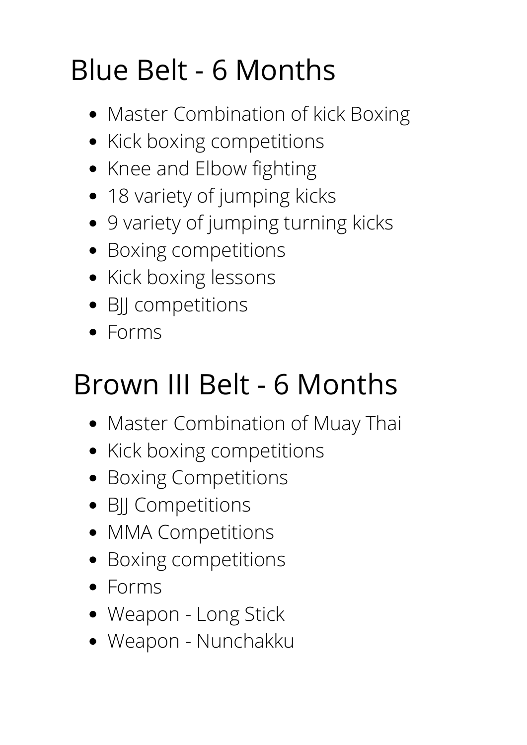# Blue Belt - 6 Months

- Master Combination of kick Boxing
- Kick boxing competitions
- Knee and Elbow fighting
- 18 variety of jumping kicks
- 9 variety of jumping turning kicks
- Boxing competitions
- Kick boxing lessons
- BJJ competitions
- Forms

# Brown III Belt - 6 Months

- Master Combination of Muay Thai
- Kick boxing competitions
- Boxing Competitions
- BJJ Competitions
- MMA Competitions
- Boxing competitions
- Forms
- Weapon - Long Stick
- Weapon - Nunchakku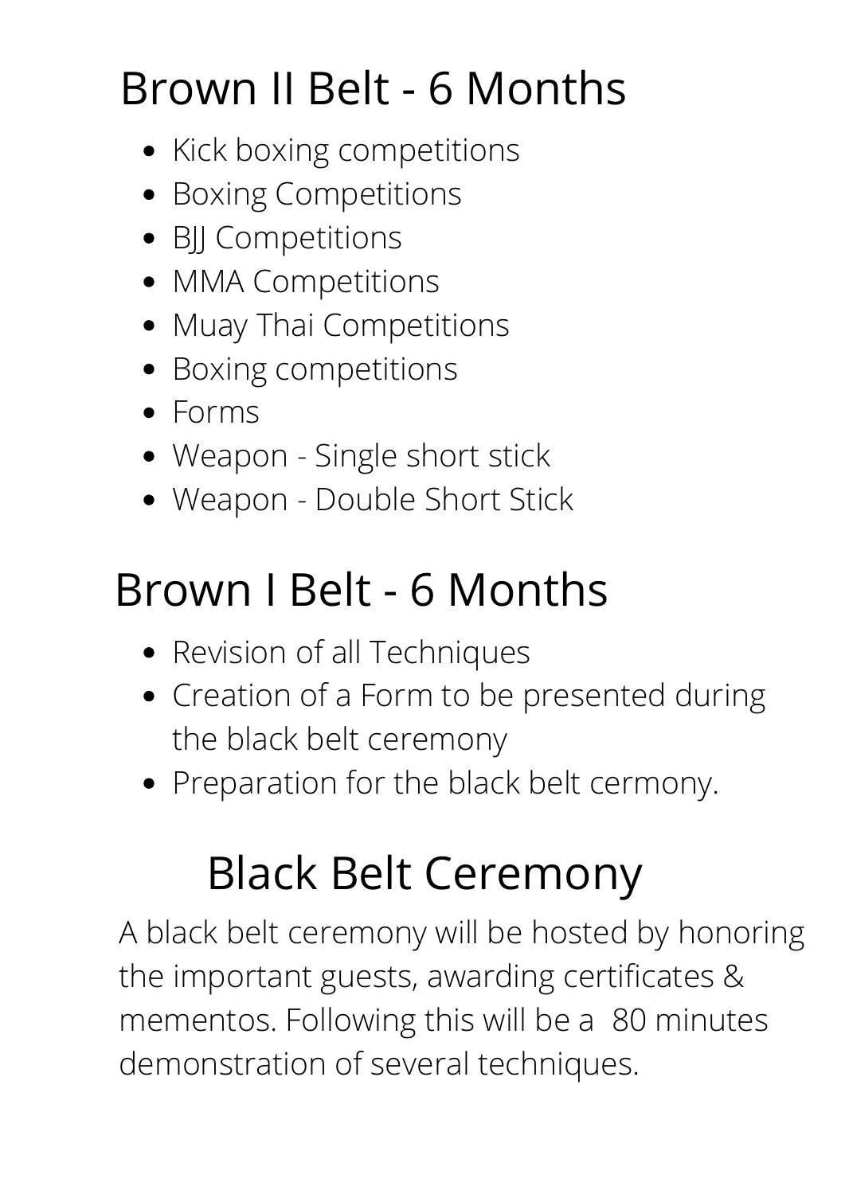## Brown II Belt - 6 Months

- Kick boxing competitions
- Boxing Competitions
- BJJ Competitions
- MMA Competitions
- Muay Thai Competitions
- Boxing competitions
- Forms
- Weapon - Single short stick
- Weapon - Double Short Stick

## Brown I Belt - 6 Months

- Revision of all Techniques
- Creation of a Form to be presented during the black belt ceremony
- Preparation for the black belt cermony.

## Black Belt Ceremony

A black belt ceremony will be hosted by honoring the important guests, awarding certificates & mementos. Following this will be a 80 minutes demonstration of several techniques.